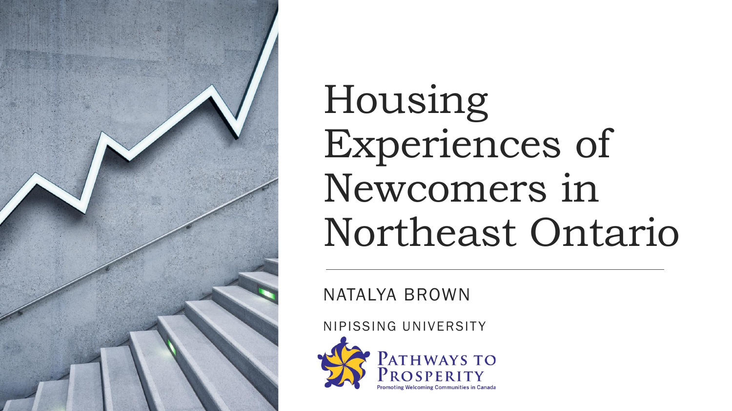# Housing Experiences of Newcomers in Northeast Ontario

NATALYA BROWN

NIPISSING UNIVERSITY

Pathways to Prosperity

Promoting Welcoming Communities in Canada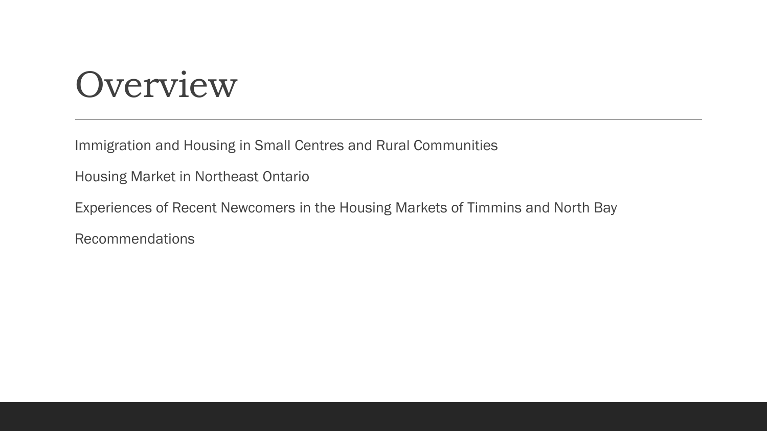# Overview

Immigration and Housing in Small Centres and Rural Communities

Housing Market in Northeast Ontario

Experiences of Recent Newcomers in the Housing Markets of Timmins and North Bay

Recommendations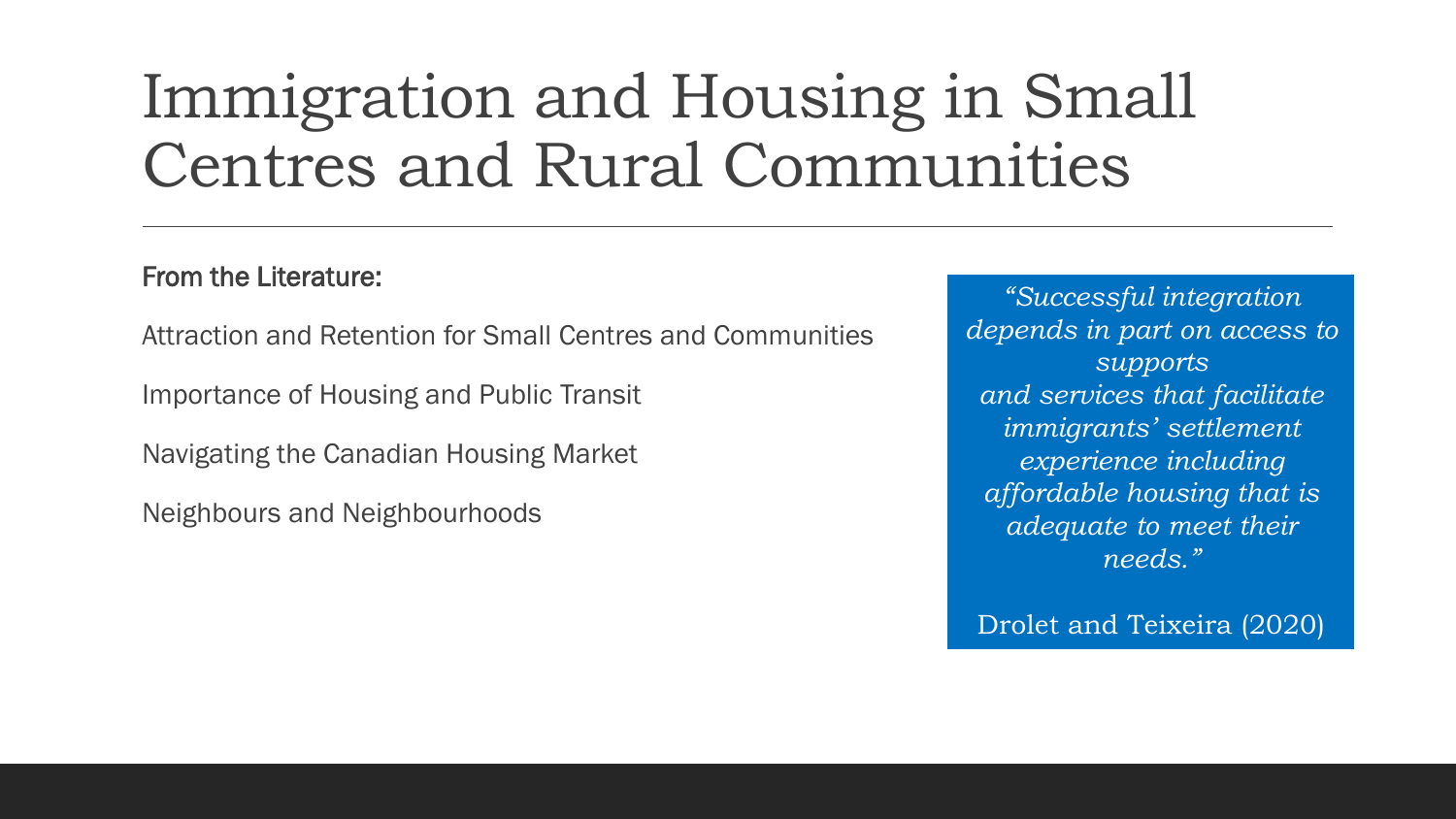# Immigration and Housing in Small Centres and Rural Communities

From the Literature:

Attraction and Retention for Small Centres and Communities

Importance of Housing and Public Transit

Navigating the Canadian Housing Market

Neighbours and Neighbourhoods

> *"Successful integration depends in part on access to supports and services that facilitate immigrants' settlement experience including affordable housing that is adequate to meet their needs."*
>
> Drolet and Teixeira (2020)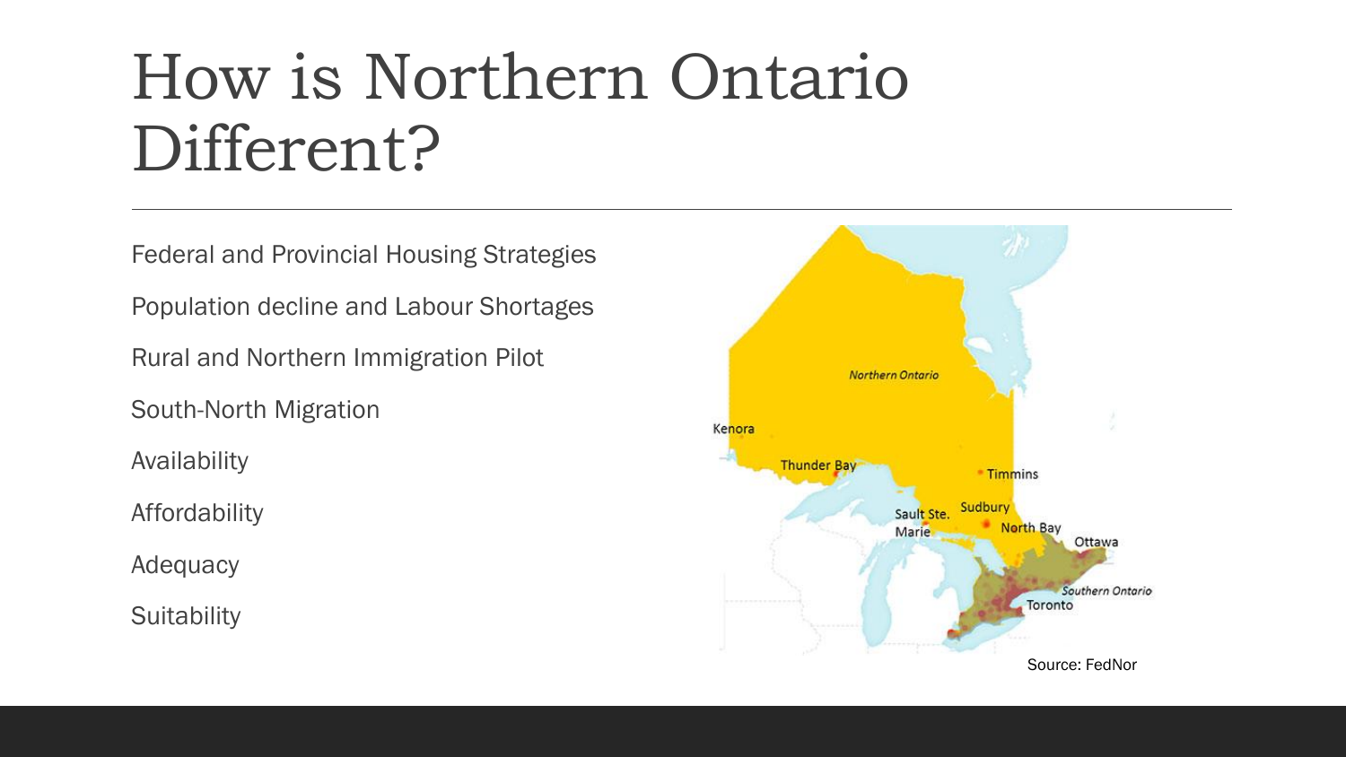# How is Northern Ontario Different?

Federal and Provincial Housing Strategies

Population decline and Labour Shortages

Rural and Northern Immigration Pilot

South-North Migration

Availability

Affordability

Adequacy

Suitability

Source: FedNor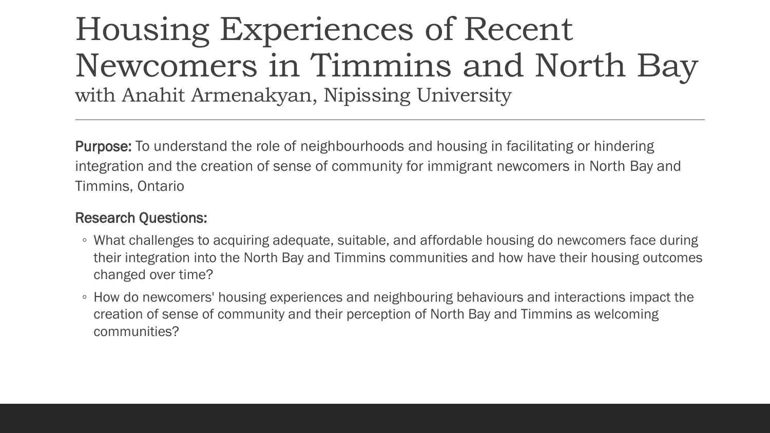# Housing Experiences of Recent Newcomers in Timmins and North Bay

with Anahit Armenakyan, Nipissing University

**Purpose:** To understand the role of neighbourhoods and housing in facilitating or hindering integration and the creation of sense of community for immigrant newcomers in North Bay and Timmins, Ontario

**Research Questions:**

- What challenges to acquiring adequate, suitable, and affordable housing do newcomers face during their integration into the North Bay and Timmins communities and how have their housing outcomes changed over time?
- How do newcomers' housing experiences and neighbouring behaviours and interactions impact the creation of sense of community and their perception of North Bay and Timmins as welcoming communities?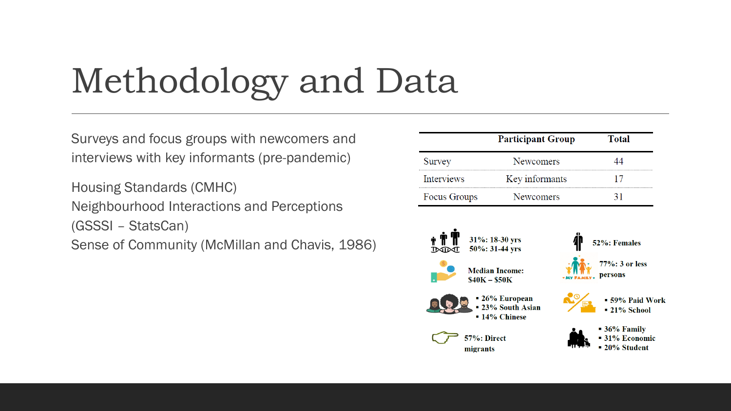# Methodology and Data

Surveys and focus groups with newcomers and interviews with key informants (pre-pandemic)

Housing Standards (CMHC)
Neighbourhood Interactions and Perceptions (GSSSI – StatsCan)
Sense of Community (McMillan and Chavis, 1986)

| | Participant Group | Total |
|---|---|---|
| Survey | Newcomers | 44 |
| Interviews | Key informants | 17 |
| Focus Groups | Newcomers | 31 |

**31%: 18-30 yrs**
**50%: 31-44 yrs**

**52%: Females**

**Median Income: $40K – $50K**

**77%: 3 or less persons**

- **26% European**
- **23% South Asian**
- **14% Chinese**

- **59% Paid Work**
- **21% School**

**57%: Direct migrants**

- **36% Family**
- **31% Economic**
- **20% Student**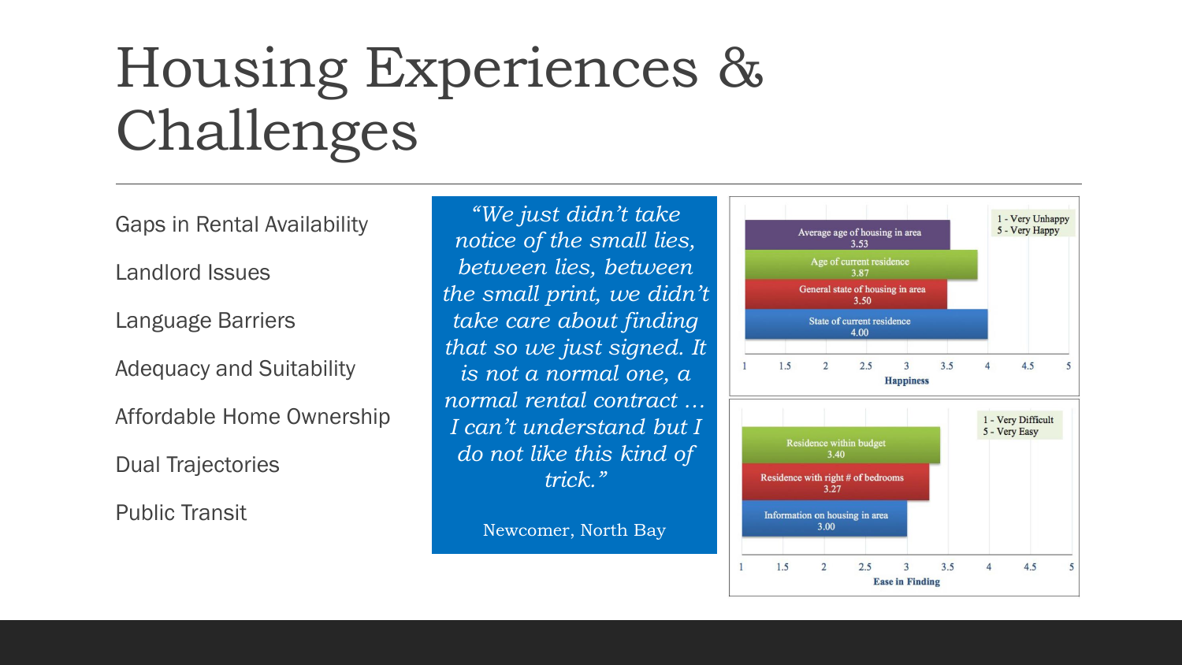# Housing Experiences & Challenges

Gaps in Rental Availability

Landlord Issues

Language Barriers

Adequacy and Suitability

Affordable Home Ownership

Dual Trajectories

Public Transit

*"We just didn't take notice of the small lies, between lies, between the small print, we didn't take care about finding that so we just signed. It is not a normal one, a normal rental contract … I can't understand but I do not like this kind of trick."*

Newcomer, North Bay

| Happiness (1 - Very Unhappy, 5 - Very Happy) | Score |
| --- | --- |
| Average age of housing in area | 3.53 |
| Age of current residence | 3.87 |
| General state of housing in area | 3.50 |
| State of current residence | 4.00 |

| Ease in Finding (1 - Very Difficult, 5 - Very Easy) | Score |
| --- | --- |
| Residence within budget | 3.40 |
| Residence with right # of bedrooms | 3.27 |
| Information on housing in area | 3.00 |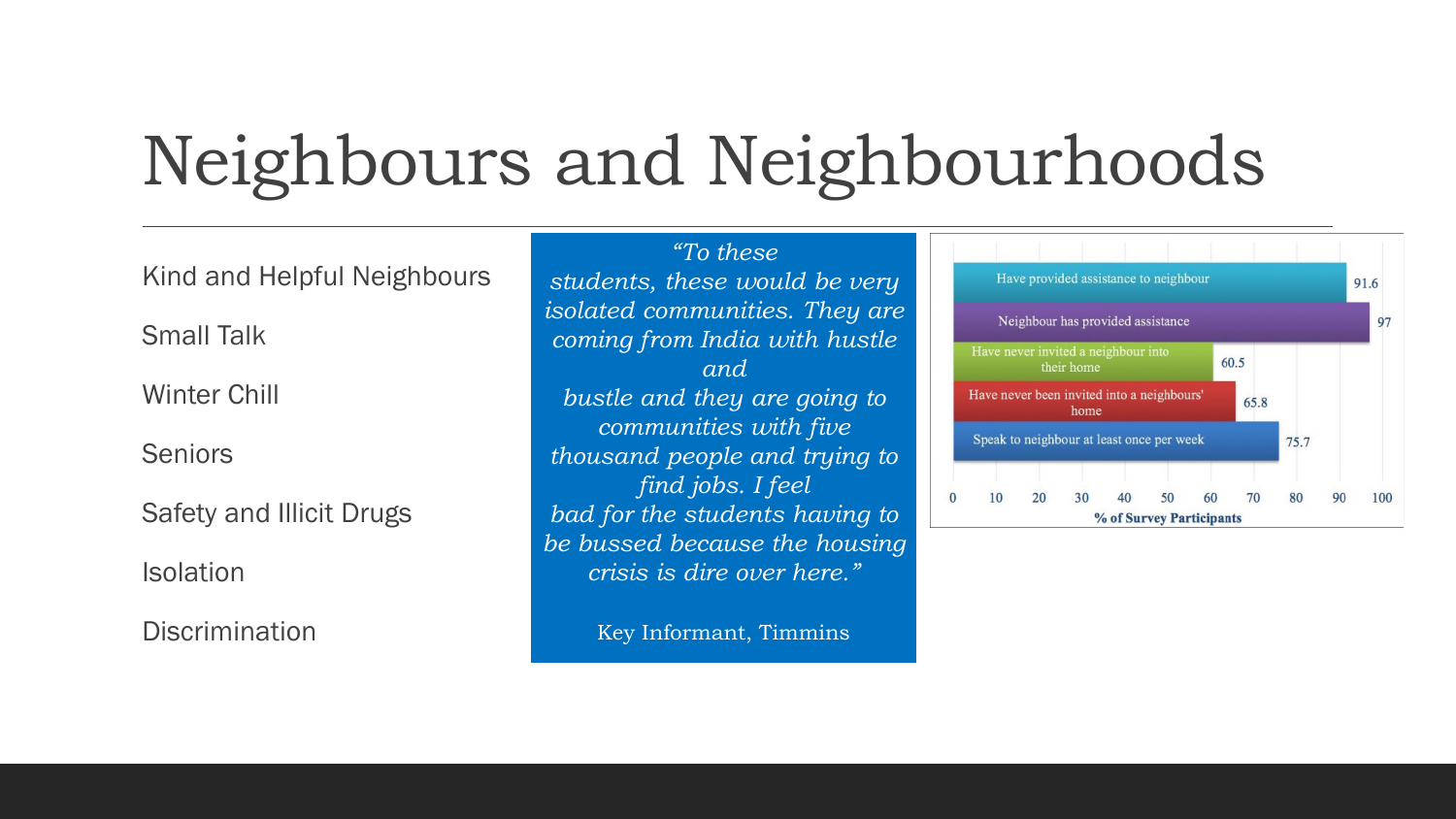# Neighbours and Neighbourhoods

- Kind and Helpful Neighbours
- Small Talk
- Winter Chill
- Seniors
- Safety and Illicit Drugs
- Isolation
- Discrimination

> *"To these students, these would be very isolated communities. They are coming from India with hustle and bustle and they are going to communities with five thousand people and trying to find jobs. I feel bad for the students having to be bussed because the housing crisis is dire over here."*
>
> Key Informant, Timmins

| | % of Survey Participants |
|---|---|
| Have provided assistance to neighbour | 91.6 |
| Neighbour has provided assistance | 97 |
| Have never invited a neighbour into their home | 60.5 |
| Have never been invited into a neighbours' home | 65.8 |
| Speak to neighbour at least once per week | 75.7 |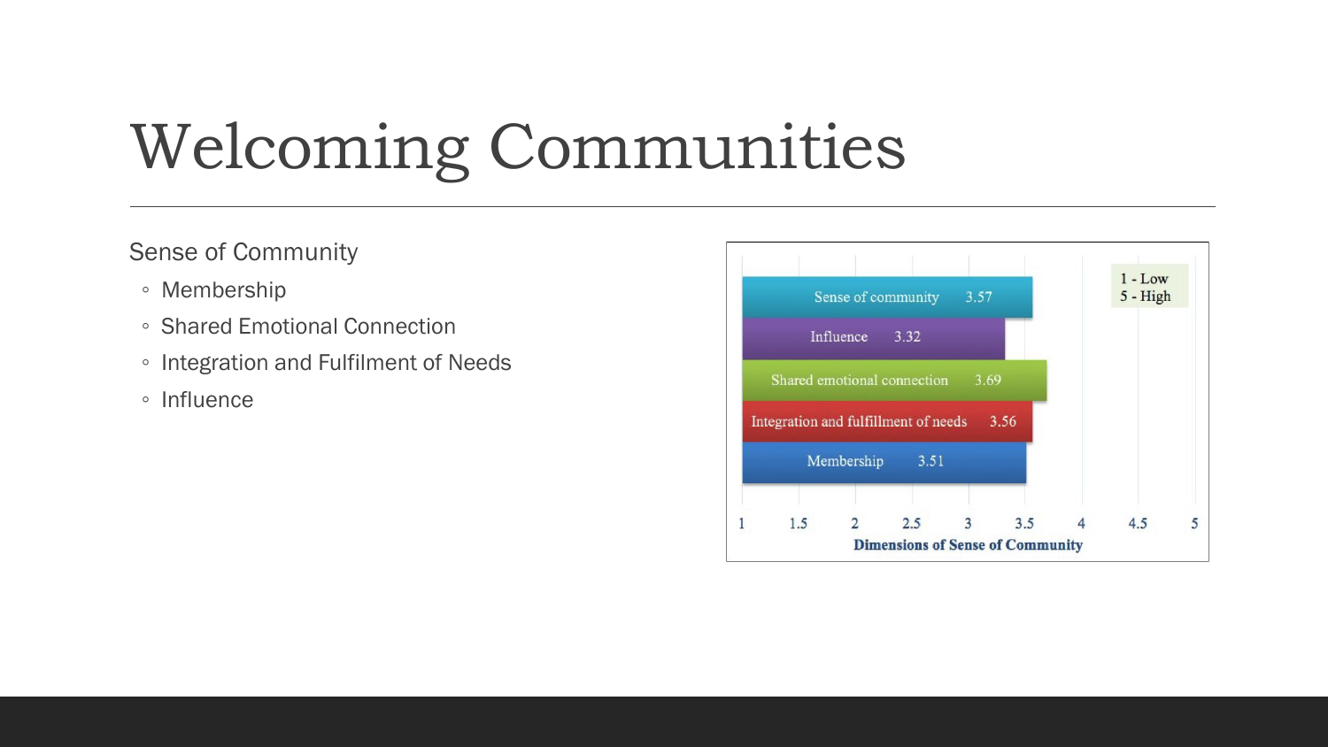# Welcoming Communities

Sense of Community

- Membership
- Shared Emotional Connection
- Integration and Fulfilment of Needs
- Influence

| Dimensions of Sense of Community | Score (1 - Low, 5 - High) |
| --- | --- |
| Sense of community | 3.57 |
| Influence | 3.32 |
| Shared emotional connection | 3.69 |
| Integration and fulfillment of needs | 3.56 |
| Membership | 3.51 |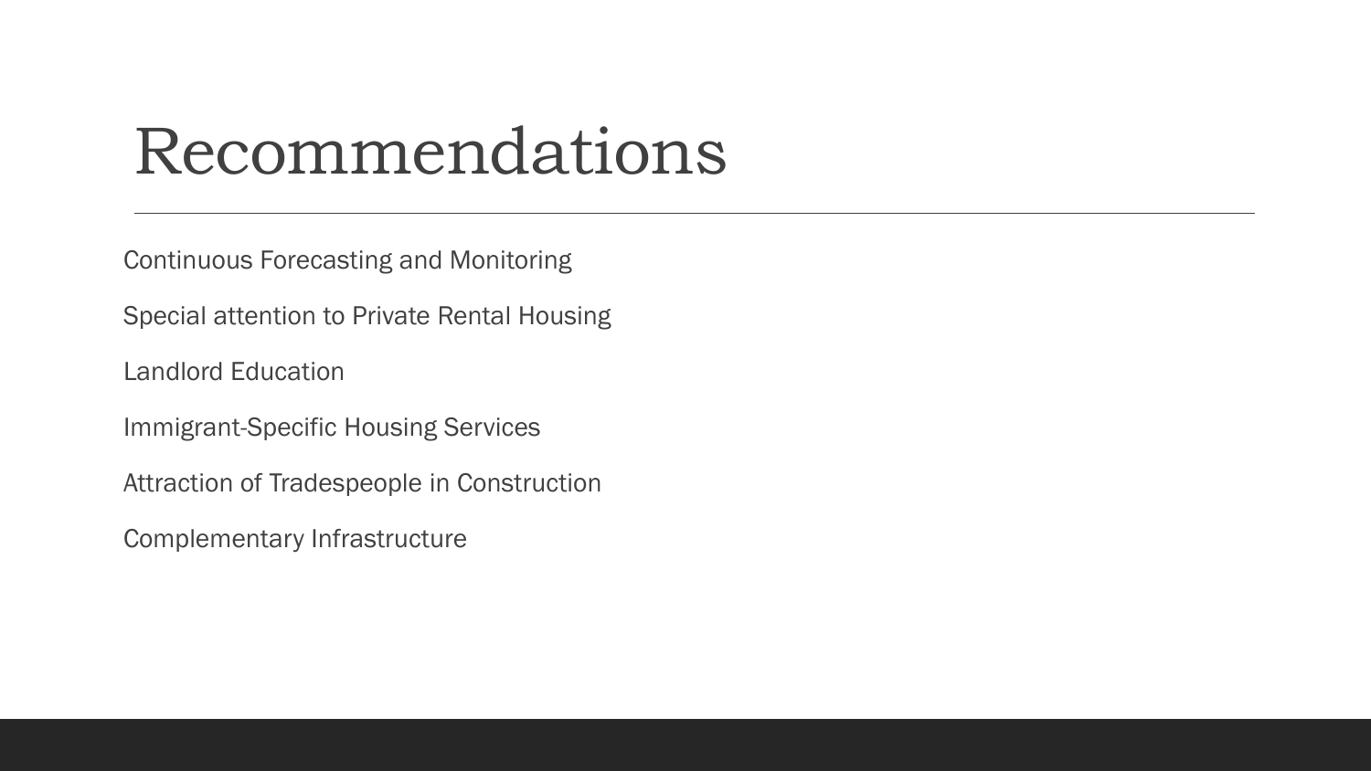# Recommendations

Continuous Forecasting and Monitoring

Special attention to Private Rental Housing

Landlord Education

Immigrant-Specific Housing Services

Attraction of Tradespeople in Construction

Complementary Infrastructure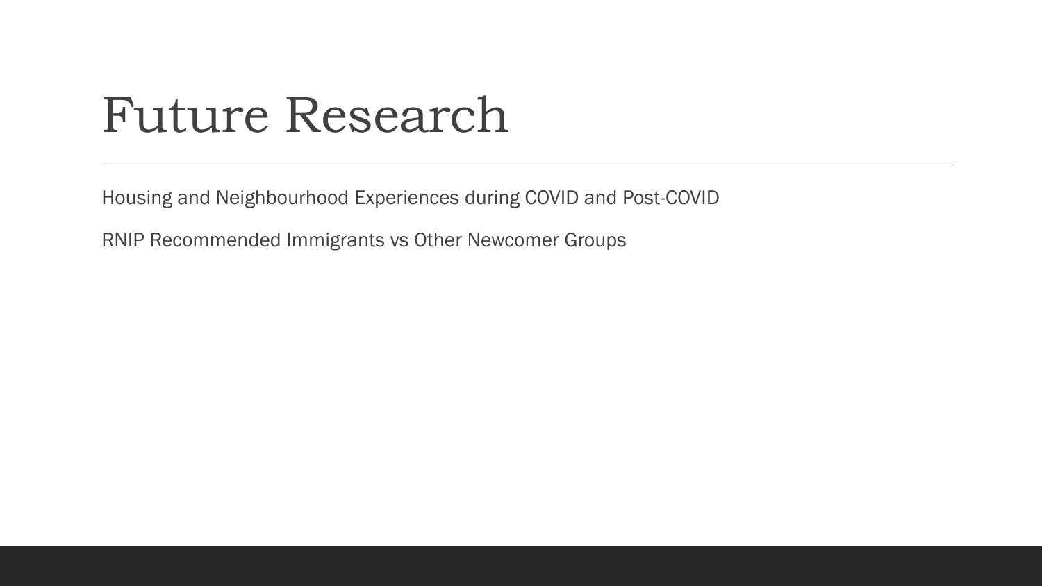# Future Research

Housing and Neighbourhood Experiences during COVID and Post-COVID

RNIP Recommended Immigrants vs Other Newcomer Groups